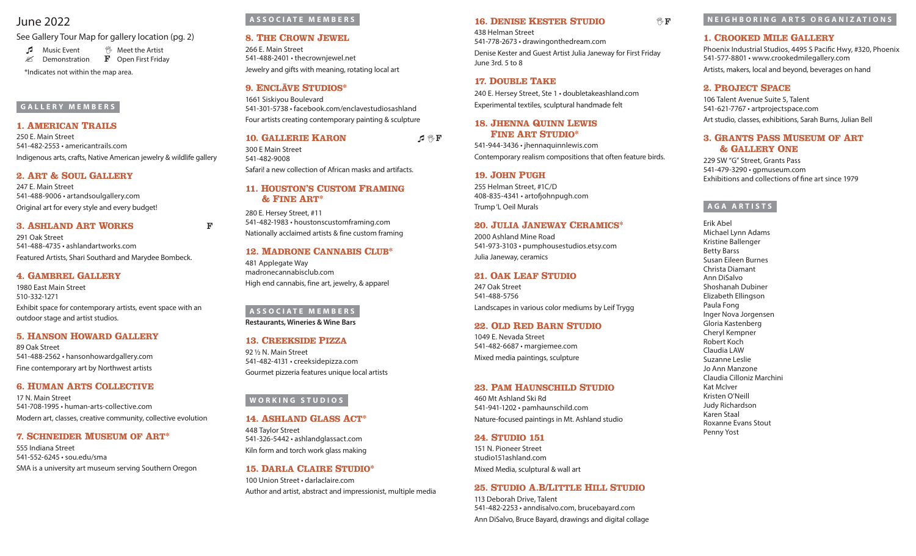# June 2022

See Gallery Tour Map for gallery location (pg. 2)

♫ Music Event
✍ Demonstration
✋ Meet the Artist
F Open First Friday

*Indicates not within the map area.

## GALLERY MEMBERS

### 1. American Trails
250 E. Main Street
541-482-2553 • americantrails.com
Indigenous arts, crafts, Native American jewelry & wildlife gallery

### 2. Art & Soul Gallery
247 E. Main Street
541-488-9006 • artandsoulgallery.com
Original art for every style and every budget!

### 3. Ashland Art Works F
291 Oak Street
541-488-4735 • ashlandartworks.com
Featured Artists, Shari Southard and Marydee Bombeck.

### 4. Gambrel Gallery
1980 East Main Street
510-332-1271
Exhibit space for contemporary artists, event space with an outdoor stage and artist studios.

### 5. Hanson Howard Gallery
89 Oak Street
541-488-2562 • hansonhowardgallery.com
Fine contemporary art by Northwest artists

### 6. Human Arts Collective
17 N. Main Street
541-708-1995 • human-arts-collective.com
Modern art, classes, creative community, collective evolution

### 7. Schneider Museum of Art*
555 Indiana Street
541-552-6245 • sou.edu/sma
SMA is a university art museum serving Southern Oregon

## ASSOCIATE MEMBERS

### 8. The Crown Jewel
266 E. Main Street
541-488-2401 • thecrownjewel.net
Jewelry and gifts with meaning, rotating local art

### 9. Enclāve Studios*
1661 Siskiyou Boulevard
541-301-5738 • facebook.com/enclavestudiosashland
Four artists creating contemporary painting & sculpture

### 10. Gallerie Karon ♫ ✋ F
300 E Main Street
541-482-9008
Safari! a new collection of African masks and artifacts.

### 11. Houston's Custom Framing & Fine Art*
280 E. Hersey Street, #11
541-482-1983 • houstonscustomframing.com
Nationally acclaimed artists & fine custom framing

### 12. Madrone Cannabis Club*
481 Applegate Way
madronecannabisclub.com
High end cannabis, fine art, jewelry, & apparel

## ASSOCIATE MEMBERS

**Restaurants, Wineries & Wine Bars**

### 13. Creekside Pizza
92 ½ N. Main Street
541-482-4131 • creeksidepizza.com
Gourmet pizzeria features unique local artists

## WORKING STUDIOS

### 14. Ashland Glass Act*
448 Taylor Street
541-326-5442 • ashlandglassact.com
Kiln form and torch work glass making

### 15. Darla Claire Studio*
100 Union Street • darlaclaire.com
Author and artist, abstract and impressionist, multiple media

### 16. Denise Kester Studio ✋ F
438 Helman Street
541-778-2673 • drawingonthedream.com
Denise Kester and Guest Artist Julia Janeway for First Friday June 3rd. 5 to 8

### 17. Double Take
240 E. Hersey Street, Ste 1 • doubletakeashland.com
Experimental textiles, sculptural handmade felt

### 18. Jhenna Quinn Lewis Fine Art Studio*
541-944-3436 • jhennaquinnlewis.com
Contemporary realism compositions that often feature birds.

### 19. John Pugh
255 Helman Street, #1C/D
408-835-4341 • artofjohnpugh.com
Trump 'L Oeil Murals

### 20. Julia Janeway Ceramics*
2000 Ashland Mine Road
541-973-3103 • pumphousestudios.etsy.com
Julia Janeway, ceramics

### 21. Oak Leaf Studio
247 Oak Street
541-488-5756
Landscapes in various color mediums by Leif Trygg

### 22. Old Red Barn Studio
1049 E. Nevada Street
541-482-6687 • margiemee.com
Mixed media paintings, sculpture

### 23. Pam Haunschild Studio
460 Mt Ashland Ski Rd
541-941-1202 • pamhaunschild.com
Nature-focused paintings in Mt. Ashland studio

### 24. Studio 151
151 N. Pioneer Street
studio151ashland.com
Mixed Media, sculptural & wall art

### 25. Studio A.B/Little Hill Studio
113 Deborah Drive, Talent
541-482-2253 • anndisalvo.com, brucebayard.com
Ann DiSalvo, Bruce Bayard, drawings and digital collage

## NEIGHBORING ARTS ORGANIZATIONS

### 1. Crooked Mile Gallery
Phoenix Industrial Studios, 4495 S Pacific Hwy, #320, Phoenix
541-577-8801 • www.crookedmilegallery.com
Artists, makers, local and beyond, beverages on hand

### 2. Project Space
106 Talent Avenue Suite 5, Talent
541-621-7767 • artprojectspace.com
Art studio, classes, exhibitions, Sarah Burns, Julian Bell

### 3. Grants Pass Museum of Art & Gallery One
229 SW "G" Street, Grants Pass
541-479-3290 • gpmuseum.com
Exhibitions and collections of fine art since 1979

## AGA ARTISTS

Erik Abel
Michael Lynn Adams
Kristine Ballenger
Betty Barss
Susan Eileen Burnes
Christa Diamant
Ann DiSalvo
Shoshanah Dubiner
Elizabeth Ellingson
Paula Fong
Inger Nova Jorgensen
Gloria Kastenberg
Cheryl Kempner
Robert Koch
Claudia LAW
Suzanne Leslie
Jo Ann Manzone
Claudia Cilloniz Marchini
Kat McIver
Kristen O'Neill
Judy Richardson
Karen Staal
Roxanne Evans Stout
Penny Yost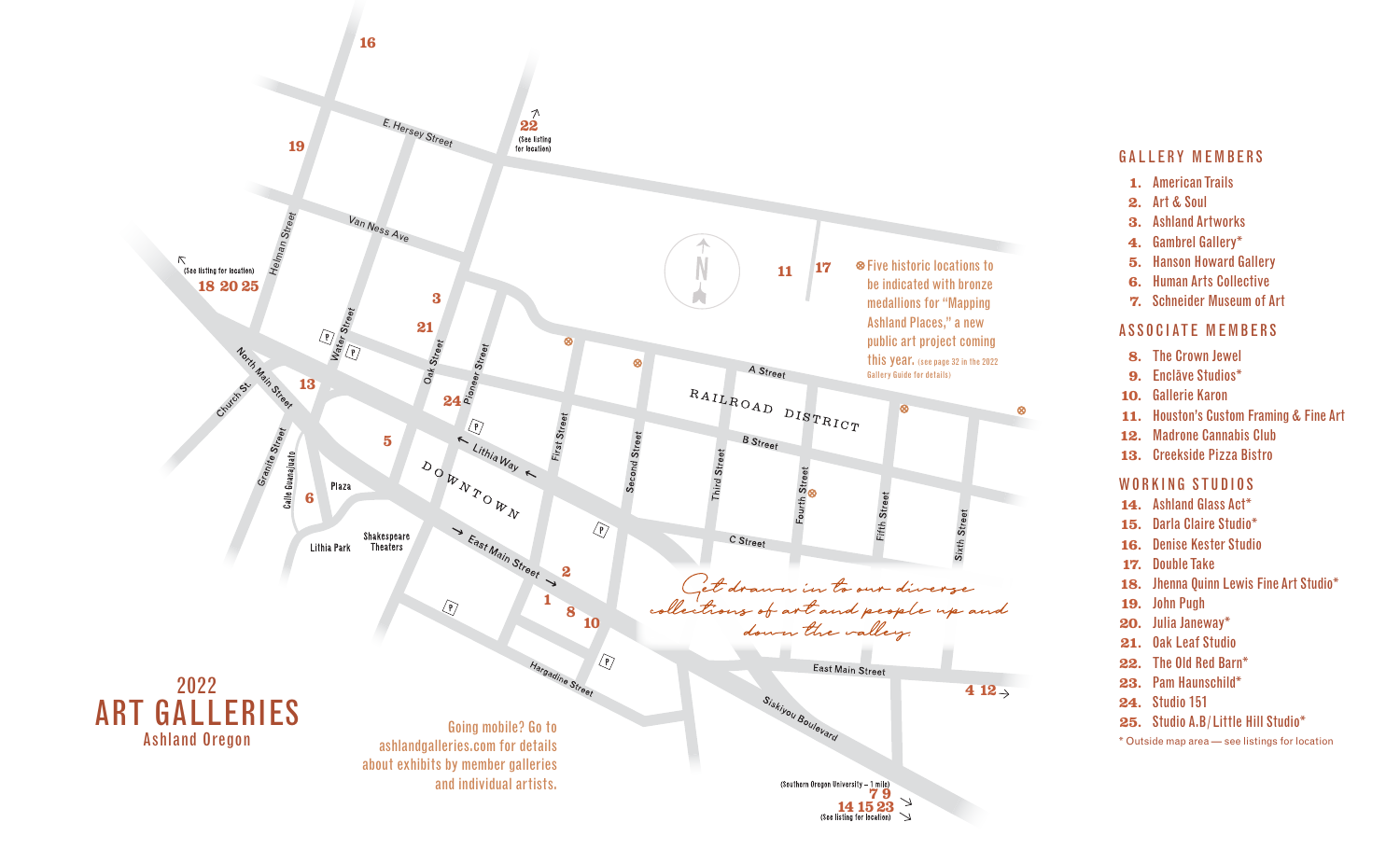# 2022 ART GALLERIES

Ashland Oregon

## GALLERY MEMBERS

1. American Trails
2. Art & Soul
3. Ashland Artworks
4. Gambrel Gallery*
5. Hanson Howard Gallery
6. Human Arts Collective
7. Schneider Museum of Art

## ASSOCIATE MEMBERS

8. The Crown Jewel
9. Enclāve Studios*
10. Gallerie Karon
11. Houston's Custom Framing & Fine Art
12. Madrone Cannabis Club
13. Creekside Pizza Bistro

## WORKING STUDIOS

14. Ashland Glass Act*
15. Darla Claire Studio*
16. Denise Kester Studio
17. Double Take
18. Jhenna Quinn Lewis Fine Art Studio*
19. John Pugh
20. Julia Janeway*
21. Oak Leaf Studio
22. The Old Red Barn*
23. Pam Haunschild*
24. Studio 151
25. Studio A.B/Little Hill Studio*

* Outside map area — see listings for location

⊗ Five historic locations to be indicated with bronze medallions for "Mapping Ashland Places," a new public art project coming this year. (see page 32 in the 2022 Gallery Guide for details)

*Get drawn in to our diverse collections of art and people up and down the valley.*

Going mobile? Go to ashlandgalleries.com for details about exhibits by member galleries and individual artists.

E. Hersey Street
Van Ness Ave
Helman Street
Water Street
Oak Street
Pioneer Street
First Street
Second Street
Third Street
Fourth Street
Fifth Street
Sixth Street
A Street
B Street
C Street
Lithia Way
East Main Street
Hargadine Street
Siskiyou Boulevard
North Main Street
Church St.
Granite Street
Calle Guanajuato
Plaza
Lithia Park
Shakespeare Theaters
RAILROAD DISTRICT
DOWNTOWN
N

22 (See listing for location)
18 20 25 (See listing for location)
4 12
(Southern Oregon University – 1 mile)
7 9
14 15 23 (See listing for location)